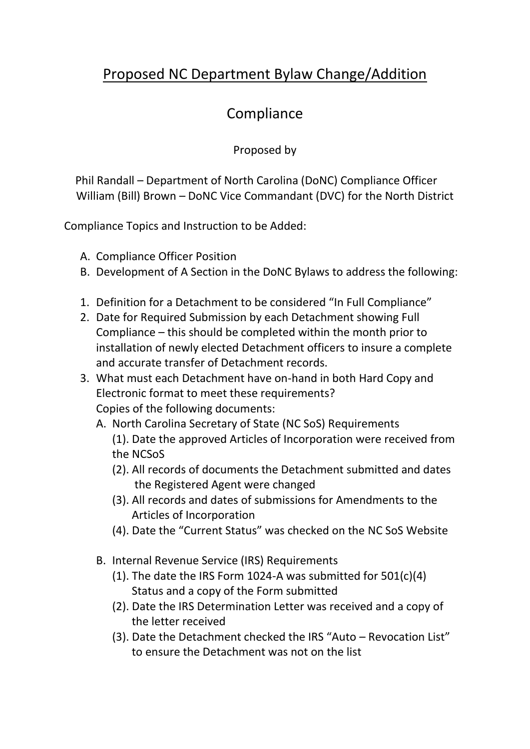# Proposed NC Department Bylaw Change/Addition

## Compliance

Proposed by

Phil Randall – Department of North Carolina (DoNC) Compliance Officer
William (Bill) Brown – DoNC Vice Commandant (DVC) for the North District

Compliance Topics and Instruction to be Added:

A. Compliance Officer Position
B. Development of A Section in the DoNC Bylaws to address the following:

1. Definition for a Detachment to be considered "In Full Compliance"
2. Date for Required Submission by each Detachment showing Full Compliance – this should be completed within the month prior to installation of newly elected Detachment officers to insure a complete and accurate transfer of Detachment records.
3. What must each Detachment have on-hand in both Hard Copy and Electronic format to meet these requirements?
   Copies of the following documents:
   A. North Carolina Secretary of State (NC SoS) Requirements
      (1). Date the approved Articles of Incorporation were received from the NCSoS
      (2). All records of documents the Detachment submitted and dates the Registered Agent were changed
      (3). All records and dates of submissions for Amendments to the Articles of Incorporation
      (4). Date the "Current Status" was checked on the NC SoS Website

   B. Internal Revenue Service (IRS) Requirements
      (1). The date the IRS Form 1024-A was submitted for 501(c)(4) Status and a copy of the Form submitted
      (2). Date the IRS Determination Letter was received and a copy of the letter received
      (3). Date the Detachment checked the IRS "Auto – Revocation List" to ensure the Detachment was not on the list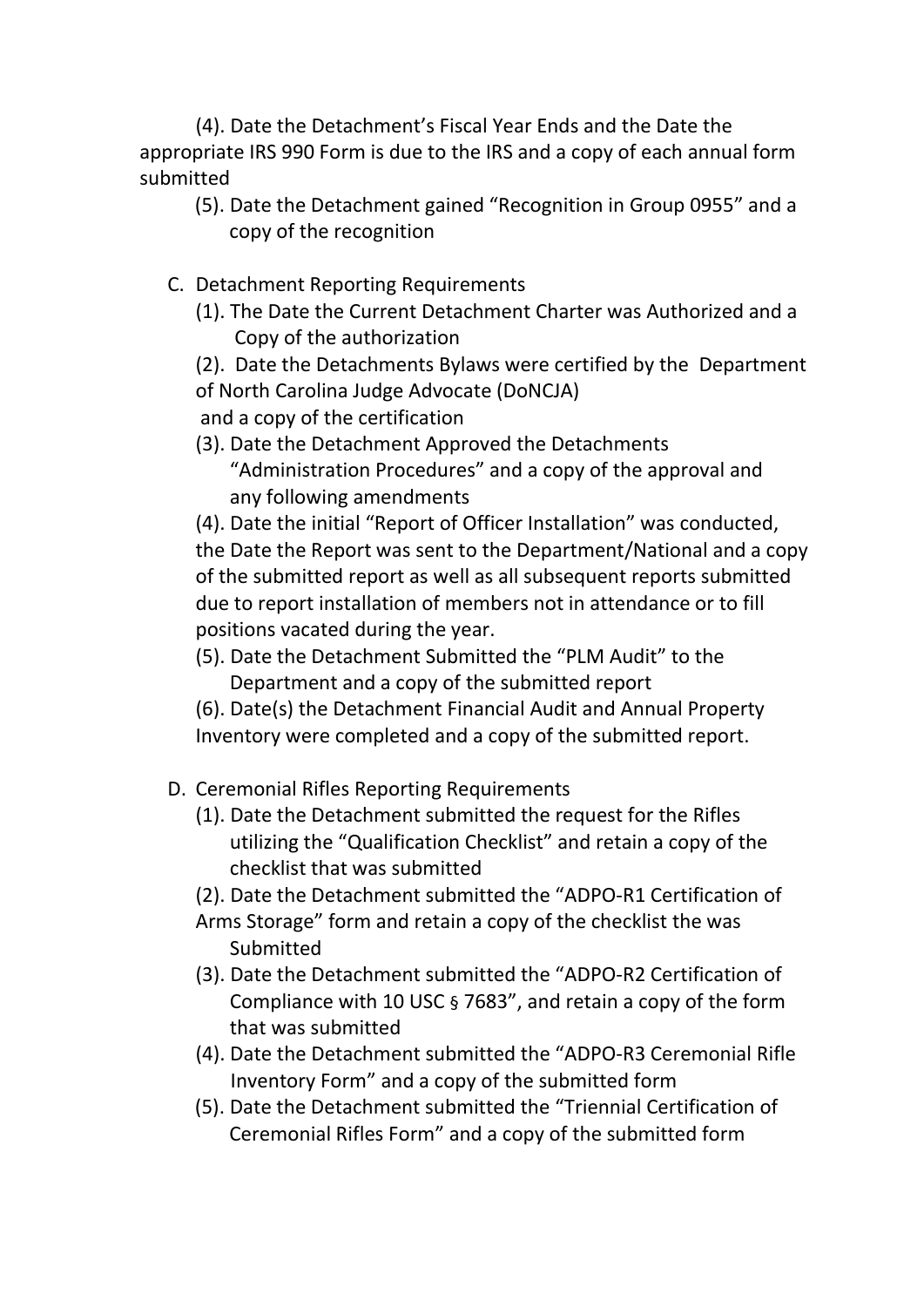(4). Date the Detachment's Fiscal Year Ends and the Date the appropriate IRS 990 Form is due to the IRS and a copy of each annual form submitted

(5). Date the Detachment gained "Recognition in Group 0955" and a copy of the recognition

C. Detachment Reporting Requirements

(1). The Date the Current Detachment Charter was Authorized and a Copy of the authorization

(2). Date the Detachments Bylaws were certified by the Department of North Carolina Judge Advocate (DoNCJA) and a copy of the certification

(3). Date the Detachment Approved the Detachments "Administration Procedures" and a copy of the approval and any following amendments

(4). Date the initial "Report of Officer Installation" was conducted, the Date the Report was sent to the Department/National and a copy of the submitted report as well as all subsequent reports submitted due to report installation of members not in attendance or to fill positions vacated during the year.

(5). Date the Detachment Submitted the "PLM Audit" to the Department and a copy of the submitted report

(6). Date(s) the Detachment Financial Audit and Annual Property Inventory were completed and a copy of the submitted report.

D. Ceremonial Rifles Reporting Requirements

(1). Date the Detachment submitted the request for the Rifles utilizing the "Qualification Checklist" and retain a copy of the checklist that was submitted

(2). Date the Detachment submitted the "ADPO-R1 Certification of Arms Storage" form and retain a copy of the checklist the was Submitted

(3). Date the Detachment submitted the "ADPO-R2 Certification of Compliance with 10 USC § 7683", and retain a copy of the form that was submitted

(4). Date the Detachment submitted the "ADPO-R3 Ceremonial Rifle Inventory Form" and a copy of the submitted form

(5). Date the Detachment submitted the "Triennial Certification of Ceremonial Rifles Form" and a copy of the submitted form